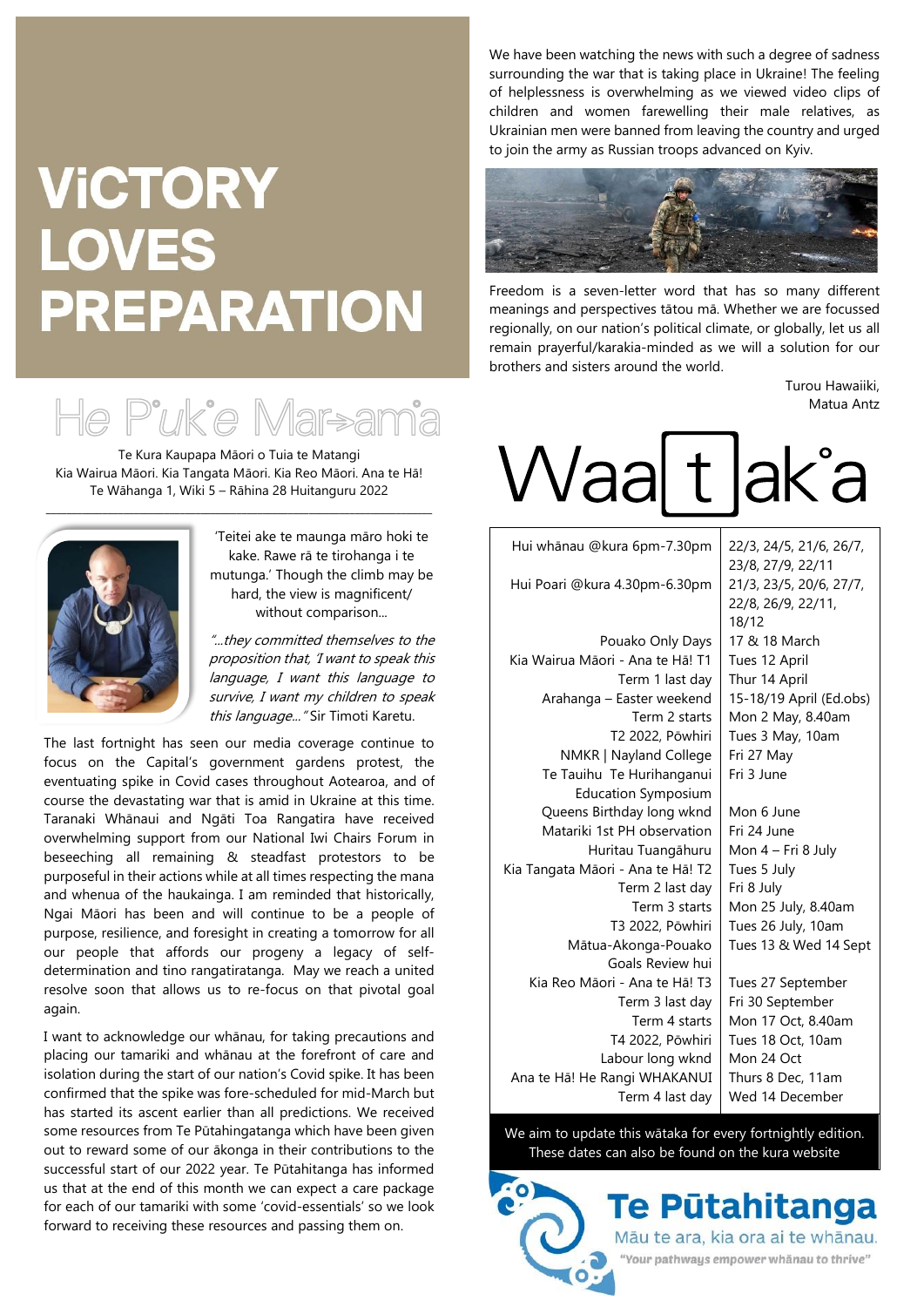// VICTORY LOVES PREPARATION

# ViCTORY LOVES PREPARATION

## He Puke Maramara

Te Kura Kaupapa Māori o Tuia te Matangi
Kia Wairua Māori. Kia Tangata Māori. Kia Reo Māori. Ana te Hā!
Te Wāhanga 1, Wiki 5 – Rāhina 28 Huitanguru 2022

'Teitei ake te maunga māro hoki te kake. Rawe rā te tirohanga i te mutunga.' Though the climb may be hard, the view is magnificent/ without comparison...

*"...they committed themselves to the proposition that, 'I want to speak this language, I want this language to survive, I want my children to speak this language...'"* Sir Timoti Karetu.

The last fortnight has seen our media coverage continue to focus on the Capital's government gardens protest, the eventuating spike in Covid cases throughout Aotearoa, and of course the devastating war that is amid in Ukraine at this time. Taranaki Whānaui and Ngāti Toa Rangatira have received overwhelming support from our National Iwi Chairs Forum in beseeching all remaining & steadfast protestors to be purposeful in their actions while at all times respecting the mana and whenua of the haukainga. I am reminded that historically, Ngai Māori has been and will continue to be a people of purpose, resilience, and foresight in creating a tomorrow for all our people that affords our progeny a legacy of self-determination and tino rangatiratanga. May we reach a united resolve soon that allows us to re-focus on that pivotal goal again.

I want to acknowledge our whānau, for taking precautions and placing our tamariki and whānau at the forefront of care and isolation during the start of our nation's Covid spike. It has been confirmed that the spike was fore-scheduled for mid-March but has started its ascent earlier than all predictions. We received some resources from Te Pūtahingatanga which have been given out to reward some of our ākonga in their contributions to the successful start of our 2022 year. Te Pūtahitanga has informed us that at the end of this month we can expect a care package for each of our tamariki with some 'covid-essentials' so we look forward to receiving these resources and passing them on.

We have been watching the news with such a degree of sadness surrounding the war that is taking place in Ukraine! The feeling of helplessness is overwhelming as we viewed video clips of children and women farewelling their male relatives, as Ukrainian men were banned from leaving the country and urged to join the army as Russian troops advanced on Kyiv.

Freedom is a seven-letter word that has so many different meanings and perspectives tātou mā. Whether we are focussed regionally, on our nation's political climate, or globally, let us all remain prayerful/karakia-minded as we will a solution for our brothers and sisters around the world.

Turou Hawaiiki,
Matua Antz

## Waatakaa

| Event | Date |
|---|---|
| Hui whānau @kura 6pm-7.30pm | 22/3, 24/5, 21/6, 26/7, 23/8, 27/9, 22/11 |
| Hui Poari @kura 4.30pm-6.30pm | 21/3, 23/5, 20/6, 27/7, 22/8, 26/9, 22/11, 18/12 |
| Pouako Only Days | 17 & 18 March |
| Kia Wairua Māori - Ana te Hā! T1 | Tues 12 April |
| Term 1 last day | Thur 14 April |
| Arahanga – Easter weekend | 15-18/19 April (Ed.obs) |
| Term 2 starts | Mon 2 May, 8.40am |
| T2 2022, Pōwhiri | Tues 3 May, 10am |
| NMKR \| Nayland College | Fri 27 May |
| Te Tauihu Te Hurihanganui Education Symposium | Fri 3 June |
| Queens Birthday long wknd | Mon 6 June |
| Matariki 1st PH observation | Fri 24 June |
| Huritau Tuangāhuru | Mon 4 – Fri 8 July |
| Kia Tangata Māori - Ana te Hā! T2 | Tues 5 July |
| Term 2 last day | Fri 8 July |
| Term 3 starts | Mon 25 July, 8.40am |
| T3 2022, Pōwhiri | Tues 26 July, 10am |
| Mātua-Akonga-Pouako Goals Review hui | Tues 13 & Wed 14 Sept |
| Kia Reo Māori - Ana te Hā! T3 | Tues 27 September |
| Term 3 last day | Fri 30 September |
| Term 4 starts | Mon 17 Oct, 8.40am |
| T4 2022, Pōwhiri | Tues 18 Oct, 10am |
| Labour long wknd | Mon 24 Oct |
| Ana te Hā! He Rangi WHAKANUI | Thurs 8 Dec, 11am |
| Term 4 last day | Wed 14 December |

We aim to update this wātaka for every fortnightly edition. These dates can also be found on the kura website

**Te Pūtahitanga**
Māu te ara, kia ora ai te whānau.
*"Your pathways empower whānau to thrive"*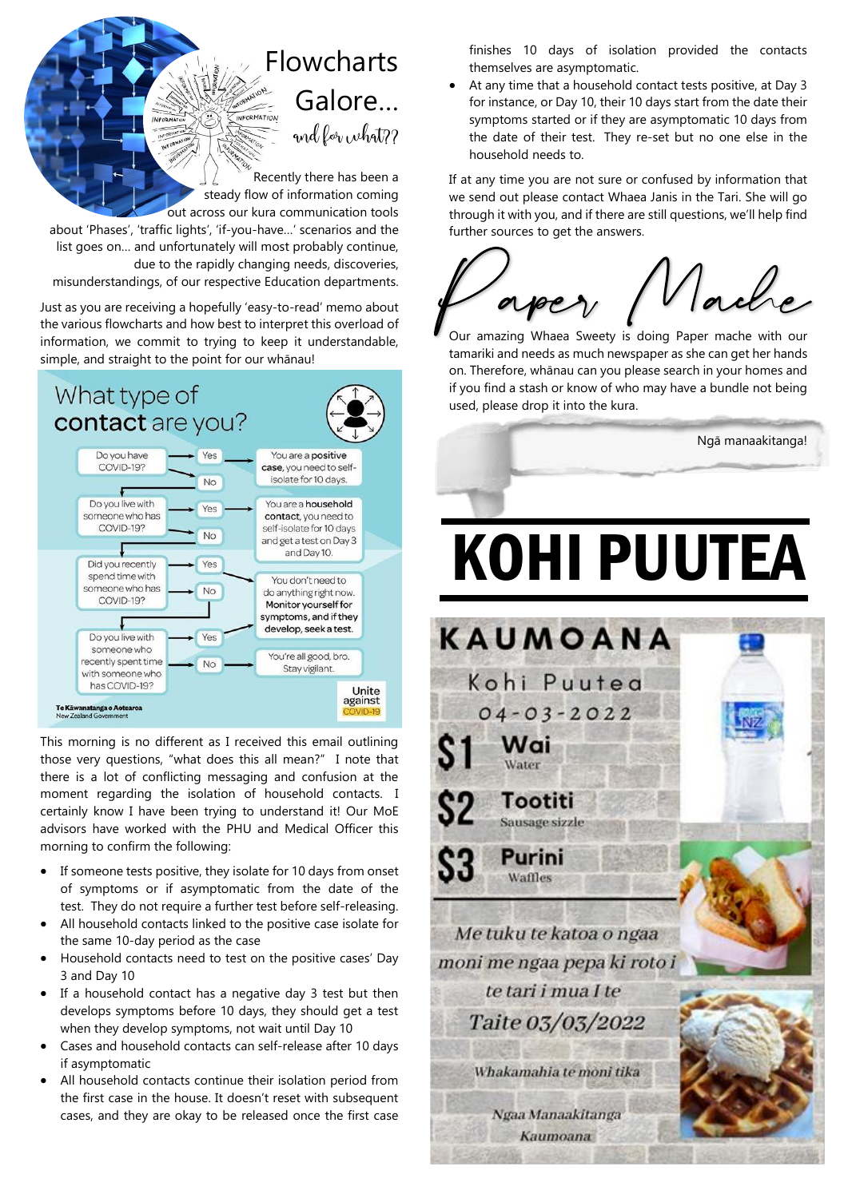# Flowcharts Galore...

and for what??

Recently there has been a steady flow of information coming out across our kura communication tools about 'Phases', 'traffic lights', 'if-you-have...' scenarios and the list goes on... and unfortunately will most probably continue, due to the rapidly changing needs, discoveries, misunderstandings, of our respective Education departments.

Just as you are receiving a hopefully 'easy-to-read' memo about the various flowcharts and how best to interpret this overload of information, we commit to trying to keep it understandable, simple, and straight to the point for our whānau!

What type of contact are you?

Do you have COVID-19?
Yes
No
You are a positive case, you need to self-isolate for 10 days.
Do you live with someone who has COVID-19?
Yes
No
You are a household contact, you need to self-isolate for 10 days and get a test on Day 3 and Day 10.
Did you recently spend time with someone who has COVID-19?
Yes
No
You don't need to do anything right now. Monitor yourself for symptoms, and if they develop, seek a test.
Do you live with someone who recently spent time with someone who has COVID-19?
Yes
No
You're all good, bro. Stay vigilant.
Te Kāwanatanga o Aotearoa
New Zealand Government
Unite against COVID-19

This morning is no different as I received this email outlining those very questions, "what does this all mean?" I note that there is a lot of conflicting messaging and confusion at the moment regarding the isolation of household contacts. I certainly know I have been trying to understand it! Our MoE advisors have worked with the PHU and Medical Officer this morning to confirm the following:

- If someone tests positive, they isolate for 10 days from onset of symptoms or if asymptomatic from the date of the test. They do not require a further test before self-releasing.
- All household contacts linked to the positive case isolate for the same 10-day period as the case
- Household contacts need to test on the positive cases' Day 3 and Day 10
- If a household contact has a negative day 3 test but then develops symptoms before 10 days, they should get a test when they develop symptoms, not wait until Day 10
- Cases and household contacts can self-release after 10 days if asymptomatic
- All household contacts continue their isolation period from the first case in the house. It doesn't reset with subsequent cases, and they are okay to be released once the first case finishes 10 days of isolation provided the contacts themselves are asymptomatic.
- At any time that a household contact tests positive, at Day 3 for instance, or Day 10, their 10 days start from the date their symptoms started or if they are asymptomatic 10 days from the date of their test. They re-set but no one else in the household needs to.

If at any time you are not sure or confused by information that we send out please contact Whaea Janis in the Tari. She will go through it with you, and if there are still questions, we'll help find further sources to get the answers.

# Paper Mache

Our amazing Whaea Sweety is doing Paper mache with our tamariki and needs as much newspaper as she can get her hands on. Therefore, whānau can you please search in your homes and if you find a stash or know of who may have a bundle not being used, please drop it into the kura.

Ngā manaakitanga!

# KOHI PUUTEA

## KAUMOANA

Kohi Puutea

04-03-2022

**$1** Wai
Water

**$2** Tootiti
Sausage sizzle

**$3** Purini
Waffles

*Me tuku te katoa o ngaa moni me ngaa pepa ki roto i te tari i mua I te Taite 03/03/2022*

Whakamahia te moni tika

Ngaa Manaakitanga
Kaumoana